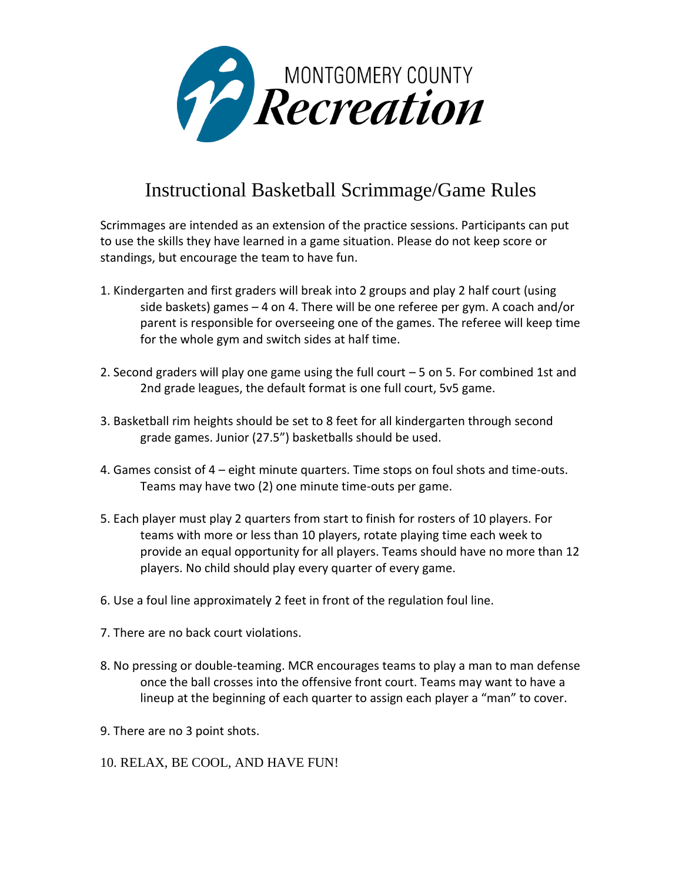MONTGOMERY COUNTY
Recreation

# Instructional Basketball Scrimmage/Game Rules

Scrimmages are intended as an extension of the practice sessions. Participants can put to use the skills they have learned in a game situation. Please do not keep score or standings, but encourage the team to have fun.

1. Kindergarten and first graders will break into 2 groups and play 2 half court (using side baskets) games – 4 on 4. There will be one referee per gym. A coach and/or parent is responsible for overseeing one of the games. The referee will keep time for the whole gym and switch sides at half time.

2. Second graders will play one game using the full court – 5 on 5. For combined 1st and 2nd grade leagues, the default format is one full court, 5v5 game.

3. Basketball rim heights should be set to 8 feet for all kindergarten through second grade games. Junior (27.5") basketballs should be used.

4. Games consist of 4 – eight minute quarters. Time stops on foul shots and time-outs. Teams may have two (2) one minute time-outs per game.

5. Each player must play 2 quarters from start to finish for rosters of 10 players. For teams with more or less than 10 players, rotate playing time each week to provide an equal opportunity for all players. Teams should have no more than 12 players. No child should play every quarter of every game.

6. Use a foul line approximately 2 feet in front of the regulation foul line.

7. There are no back court violations.

8. No pressing or double-teaming. MCR encourages teams to play a man to man defense once the ball crosses into the offensive front court. Teams may want to have a lineup at the beginning of each quarter to assign each player a "man" to cover.

9. There are no 3 point shots.

10. RELAX, BE COOL, AND HAVE FUN!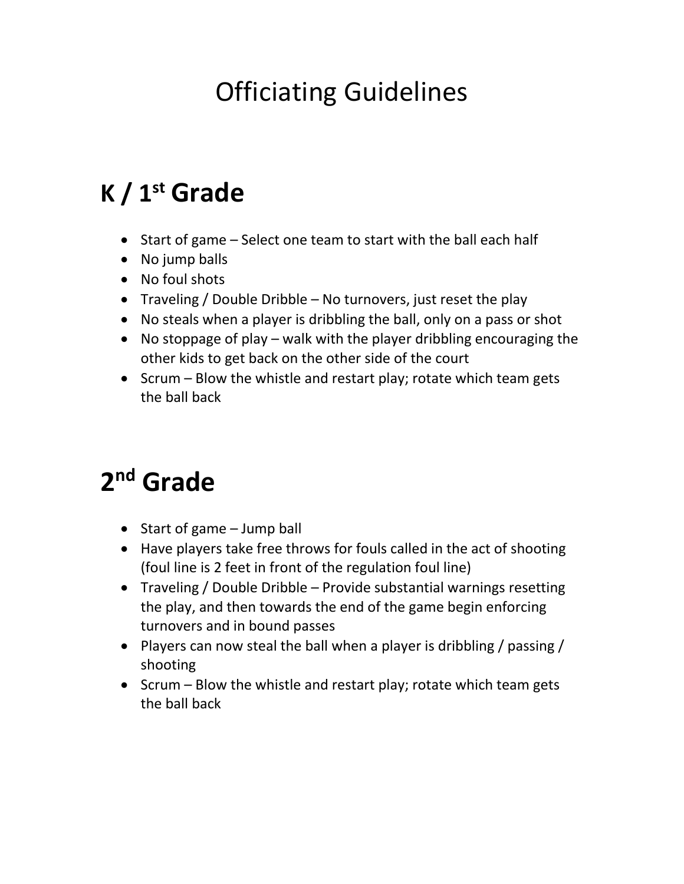# Officiating Guidelines

## K / 1st Grade

- Start of game – Select one team to start with the ball each half
- No jump balls
- No foul shots
- Traveling / Double Dribble – No turnovers, just reset the play
- No steals when a player is dribbling the ball, only on a pass or shot
- No stoppage of play – walk with the player dribbling encouraging the other kids to get back on the other side of the court
- Scrum – Blow the whistle and restart play; rotate which team gets the ball back

## 2nd Grade

- Start of game – Jump ball
- Have players take free throws for fouls called in the act of shooting (foul line is 2 feet in front of the regulation foul line)
- Traveling / Double Dribble – Provide substantial warnings resetting the play, and then towards the end of the game begin enforcing turnovers and in bound passes
- Players can now steal the ball when a player is dribbling / passing / shooting
- Scrum – Blow the whistle and restart play; rotate which team gets the ball back